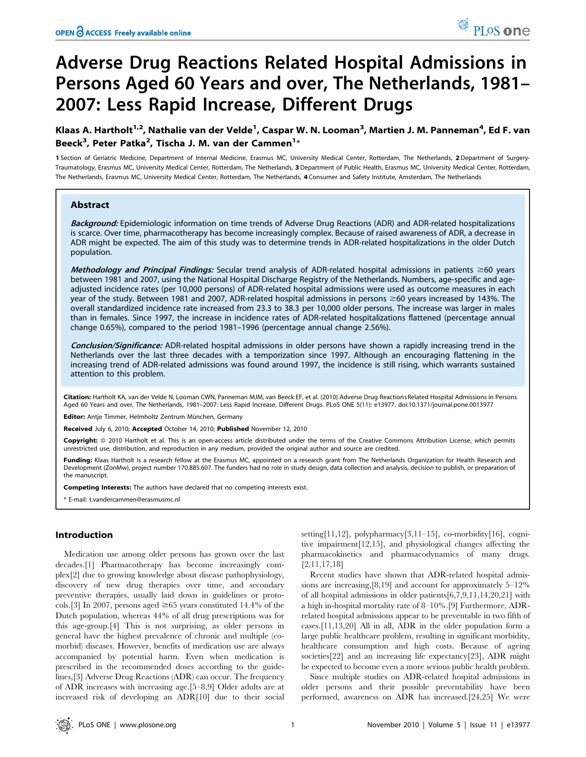# Adverse Drug Reactions Related Hospital Admissions in Persons Aged 60 Years and over, The Netherlands, 1981–2007: Less Rapid Increase, Different Drugs

**Klaas A. Hartholt[1,2], Nathalie van der Velde[1], Caspar W. N. Looman[3], Martien J. M. Panneman[4], Ed F. van Beeck[3], Peter Patka[2], Tischa J. M. van der Cammen[1]***

1 Section of Geriatric Medicine, Department of Internal Medicine, Erasmus MC, University Medical Center, Rotterdam, The Netherlands, 2 Department of Surgery-Traumatology, Erasmus MC, University Medical Center, Rotterdam, The Netherlands, 3 Department of Public Health, Erasmus MC, University Medical Center, Rotterdam, The Netherlands, Erasmus MC, University Medical Center, Rotterdam, The Netherlands, 4 Consumer and Safety Institute, Amsterdam, The Netherlands

## Abstract

***Background:*** Epidemiologic information on time trends of Adverse Drug Reactions (ADR) and ADR-related hospitalizations is scarce. Over time, pharmacotherapy has become increasingly complex. Because of raised awareness of ADR, a decrease in ADR might be expected. The aim of this study was to determine trends in ADR-related hospitalizations in the older Dutch population.

***Methodology and Principal Findings:*** Secular trend analysis of ADR-related hospital admissions in patients ≥60 years between 1981 and 2007, using the National Hospital Discharge Registry of the Netherlands. Numbers, age-specific and age-adjusted incidence rates (per 10,000 persons) of ADR-related hospital admissions were used as outcome measures in each year of the study. Between 1981 and 2007, ADR-related hospital admissions in persons ≥60 years increased by 143%. The overall standardized incidence rate increased from 23.3 to 38.3 per 10,000 older persons. The increase was larger in males than in females. Since 1997, the increase in incidence rates of ADR-related hospitalizations flattened (percentage annual change 0.65%), compared to the period 1981–1996 (percentage annual change 2.56%).

***Conclusion/Significance:*** ADR-related hospital admissions in older persons have shown a rapidly increasing trend in the Netherlands over the last three decades with a temporization since 1997. Although an encouraging flattening in the increasing trend of ADR-related admissions was found around 1997, the incidence is still rising, which warrants sustained attention to this problem.

**Citation:** Hartholt KA, van der Velde N, Looman CWN, Panneman MJM, van Beeck EF, et al. (2010) Adverse Drug Reactions Related Hospital Admissions in Persons Aged 60 Years and over, The Netherlands, 1981–2007: Less Rapid Increase, Different Drugs. PLoS ONE 5(11): e13977. doi:10.1371/journal.pone.0013977

**Editor:** Antje Timmer, Helmholtz Zentrum München, Germany

**Received** July 6, 2010; **Accepted** October 14, 2010; **Published** November 12, 2010

**Copyright:** © 2010 Hartholt et al. This is an open-access article distributed under the terms of the Creative Commons Attribution License, which permits unrestricted use, distribution, and reproduction in any medium, provided the original author and source are credited.

**Funding:** Klaas Hartholt is a research fellow at the Erasmus MC, appointed on a research grant from The Netherlands Organization for Health Research and Development (ZonMw), project number 170.885.607. The funders had no role in study design, data collection and analysis, decision to publish, or preparation of the manuscript.

**Competing Interests:** The authors have declared that no competing interests exist.

\* E-mail: t.vandercammen@erasmusmc.nl

## Introduction

Medication use among older persons has grown over the last decades.[1] Pharmacotherapy has become increasingly complex[2] due to growing knowledge about disease pathophysiology, discovery of new drug therapies over time, and secondary preventive therapies, usually laid down in guidelines or protocols.[3] In 2007, persons aged ≥65 years constituted 14.4% of the Dutch population, whereas 44% of all drug prescriptions was for this age-group.[4] This is not surprising, as older persons in general have the highest prevalence of chronic and multiple (comorbid) diseases. However, benefits of medication use are always accompanied by potential harm. Even when medication is prescribed in the recommended doses according to the guidelines,[3] Adverse Drug Reactions (ADR) can occur. The frequency of ADR increases with increasing age.[5–8,9] Older adults are at increased risk of developing an ADR[10] due to their social setting[11,12], polypharmacy[3,11–15], co-morbidity[16], cognitive impairment[12,15], and physiological changes affecting the pharmacokinetics and pharmacodynamics of many drugs.[2,11,17,18]

Recent studies have shown that ADR-related hospital admissions are increasing,[8,19] and account for approximately 5–12% of all hospital admissions in older patients[6,7,9,11,14,20,21] with a high in-hospital mortality rate of 8–10%.[9] Furthermore, ADR-related hospital admissions appear to be preventable in two fifth of cases.[11,13,20] All in all, ADR in the older population form a large public healthcare problem, resulting in significant morbidity, healthcare consumption and high costs. Because of ageing societies[22] and an increasing life expectancy[23], ADR might be expected to become even a more serious public health problem.

Since multiple studies on ADR-related hospital admissions in older persons and their possible preventability have been performed, awareness on ADR has increased.[24,25] We were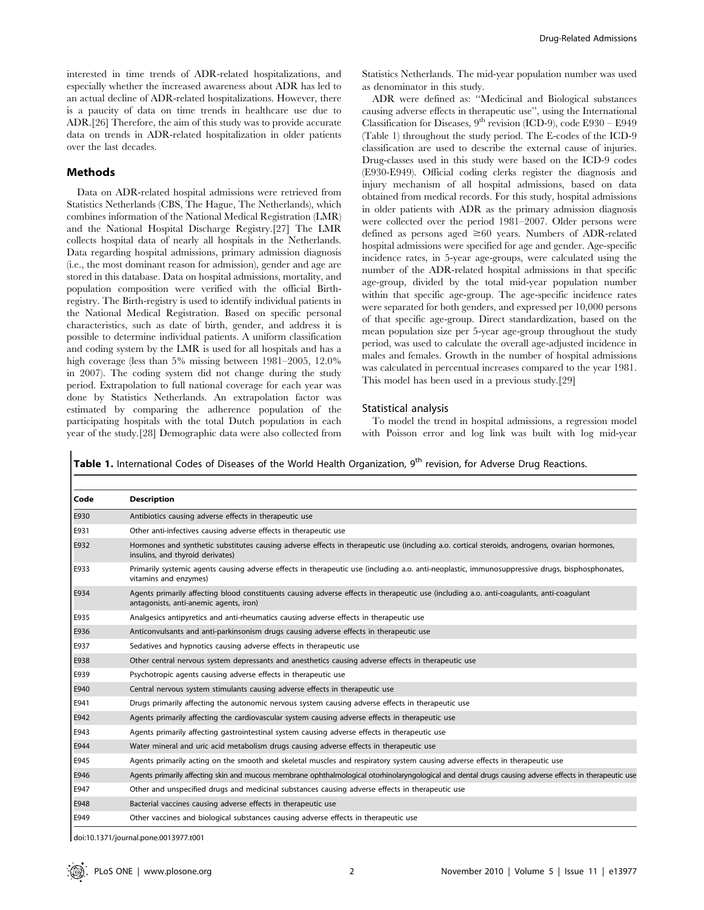interested in time trends of ADR-related hospitalizations, and especially whether the increased awareness about ADR has led to an actual decline of ADR-related hospitalizations. However, there is a paucity of data on time trends in healthcare use due to ADR.[26] Therefore, the aim of this study was to provide accurate data on trends in ADR-related hospitalization in older patients over the last decades.

## Methods

Data on ADR-related hospital admissions were retrieved from Statistics Netherlands (CBS, The Hague, The Netherlands), which combines information of the National Medical Registration (LMR) and the National Hospital Discharge Registry.[27] The LMR collects hospital data of nearly all hospitals in the Netherlands. Data regarding hospital admissions, primary admission diagnosis (i.e., the most dominant reason for admission), gender and age are stored in this database. Data on hospital admissions, mortality, and population composition were verified with the official Birth-registry. The Birth-registry is used to identify individual patients in the National Medical Registration. Based on specific personal characteristics, such as date of birth, gender, and address it is possible to determine individual patients. A uniform classification and coding system by the LMR is used for all hospitals and has a high coverage (less than 5% missing between 1981–2005, 12.0% in 2007). The coding system did not change during the study period. Extrapolation to full national coverage for each year was done by Statistics Netherlands. An extrapolation factor was estimated by comparing the adherence population of the participating hospitals with the total Dutch population in each year of the study.[28] Demographic data were also collected from Statistics Netherlands. The mid-year population number was used as denominator in this study.

ADR were defined as: "Medicinal and Biological substances causing adverse effects in therapeutic use", using the International Classification for Diseases, 9th revision (ICD-9), code E930 – E949 (Table 1) throughout the study period. The E-codes of the ICD-9 classification are used to describe the external cause of injuries. Drug-classes used in this study were based on the ICD-9 codes (E930-E949). Official coding clerks register the diagnosis and injury mechanism of all hospital admissions, based on data obtained from medical records. For this study, hospital admissions in older patients with ADR as the primary admission diagnosis were collected over the period 1981–2007. Older persons were defined as persons aged ≥60 years. Numbers of ADR-related hospital admissions were specified for age and gender. Age-specific incidence rates, in 5-year age-groups, were calculated using the number of the ADR-related hospital admissions in that specific age-group, divided by the total mid-year population number within that specific age-group. The age-specific incidence rates were separated for both genders, and expressed per 10,000 persons of that specific age-group. Direct standardization, based on the mean population size per 5-year age-group throughout the study period, was used to calculate the overall age-adjusted incidence in males and females. Growth in the number of hospital admissions was calculated in percentual increases compared to the year 1981. This model has been used in a previous study.[29]

### Statistical analysis

To model the trend in hospital admissions, a regression model with Poisson error and log link was built with log mid-year

**Table 1.** International Codes of Diseases of the World Health Organization, 9th revision, for Adverse Drug Reactions.

| Code | Description |
|---|---|
| E930 | Antibiotics causing adverse effects in therapeutic use |
| E931 | Other anti-infectives causing adverse effects in therapeutic use |
| E932 | Hormones and synthetic substitutes causing adverse effects in therapeutic use (including a.o. cortical steroids, androgens, ovarian hormones, insulins, and thyroid derivates) |
| E933 | Primarily systemic agents causing adverse effects in therapeutic use (including a.o. anti-neoplastic, immunosuppressive drugs, bisphosphonates, vitamins and enzymes) |
| E934 | Agents primarily affecting blood constituents causing adverse effects in therapeutic use (including a.o. anti-coagulants, anti-coagulant antagonists, anti-anemic agents, iron) |
| E935 | Analgesics antipyretics and anti-rheumatics causing adverse effects in therapeutic use |
| E936 | Anticonvulsants and anti-parkinsonism drugs causing adverse effects in therapeutic use |
| E937 | Sedatives and hypnotics causing adverse effects in therapeutic use |
| E938 | Other central nervous system depressants and anesthetics causing adverse effects in therapeutic use |
| E939 | Psychotropic agents causing adverse effects in therapeutic use |
| E940 | Central nervous system stimulants causing adverse effects in therapeutic use |
| E941 | Drugs primarily affecting the autonomic nervous system causing adverse effects in therapeutic use |
| E942 | Agents primarily affecting the cardiovascular system causing adverse effects in therapeutic use |
| E943 | Agents primarily affecting gastrointestinal system causing adverse effects in therapeutic use |
| E944 | Water mineral and uric acid metabolism drugs causing adverse effects in therapeutic use |
| E945 | Agents primarily acting on the smooth and skeletal muscles and respiratory system causing adverse effects in therapeutic use |
| E946 | Agents primarily affecting skin and mucous membrane ophthalmological otorhinolaryngological and dental drugs causing adverse effects in therapeutic use |
| E947 | Other and unspecified drugs and medicinal substances causing adverse effects in therapeutic use |
| E948 | Bacterial vaccines causing adverse effects in therapeutic use |
| E949 | Other vaccines and biological substances causing adverse effects in therapeutic use |

doi:10.1371/journal.pone.0013977.t001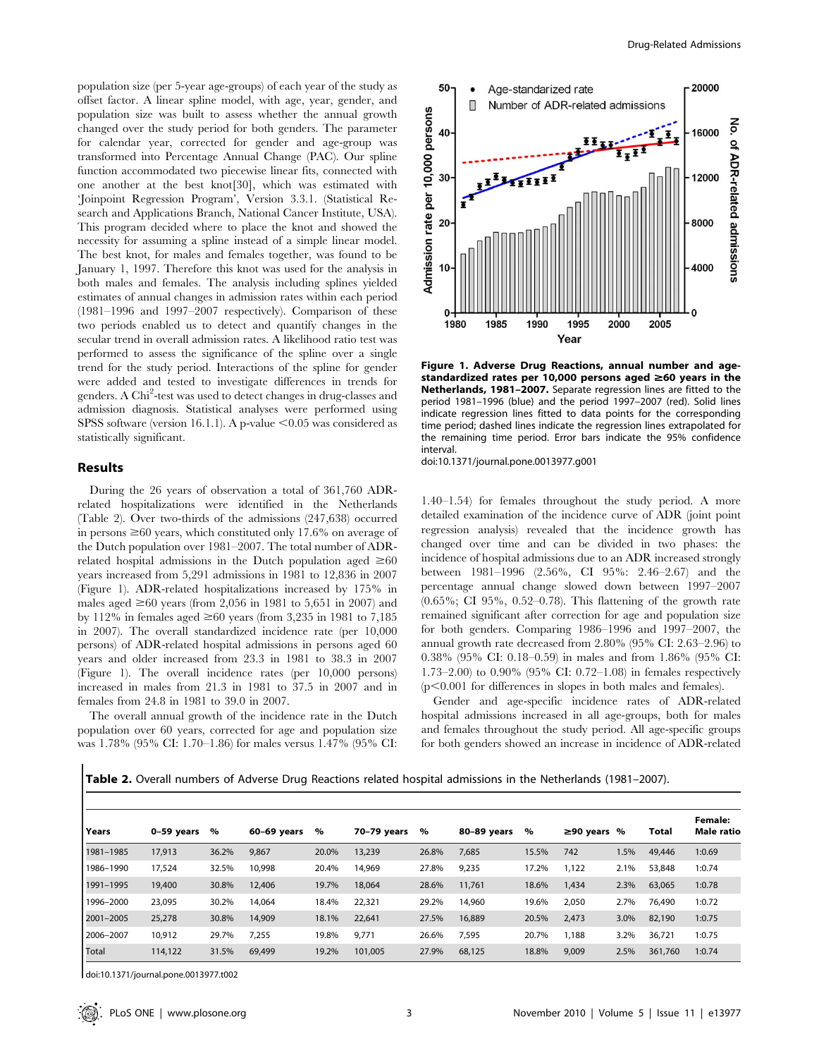population size (per 5-year age-groups) of each year of the study as offset factor. A linear spline model, with age, year, gender, and population size was built to assess whether the annual growth changed over the study period for both genders. The parameter for calendar year, corrected for gender and age-group was transformed into Percentage Annual Change (PAC). Our spline function accommodated two piecewise linear fits, connected with one another at the best knot[30], which was estimated with 'Joinpoint Regression Program', Version 3.3.1. (Statistical Research and Applications Branch, National Cancer Institute, USA). This program decided where to place the knot and showed the necessity for assuming a spline instead of a simple linear model. The best knot, for males and females together, was found to be January 1, 1997. Therefore this knot was used for the analysis in both males and females. The analysis including splines yielded estimates of annual changes in admission rates within each period (1981–1996 and 1997–2007 respectively). Comparison of these two periods enabled us to detect and quantify changes in the secular trend in overall admission rates. A likelihood ratio test was performed to assess the significance of the spline over a single trend for the study period. Interactions of the spline for gender were added and tested to investigate differences in trends for genders. A Chi$^2$-test was used to detect changes in drug-classes and admission diagnosis. Statistical analyses were performed using SPSS software (version 16.1.1). A p-value $<0.05$ was considered as statistically significant.

## Results

During the 26 years of observation a total of 361,760 ADR-related hospitalizations were identified in the Netherlands (Table 2). Over two-thirds of the admissions (247,638) occurred in persons ≥60 years, which constituted only 17.6% on average of the Dutch population over 1981–2007. The total number of ADR-related hospital admissions in the Dutch population aged ≥60 years increased from 5,291 in 1981 to 12,836 in 2007 (Figure 1). ADR-related hospitalizations increased by 175% in males aged ≥60 years (from 2,056 in 1981 to 5,651 in 2007) and by 112% in females aged ≥60 years (from 3,235 in 1981 to 7,185 in 2007). The overall standardized incidence rate (per 10,000 persons) of ADR-related hospital admissions in persons aged 60 years and older increased from 23.3 in 1981 to 38.3 in 2007 (Figure 1). The overall incidence rates (per 10,000 persons) increased in males from 21.3 in 1981 to 37.5 in 2007 and in females from 24.8 in 1981 to 39.0 in 2007.

The overall annual growth of the incidence rate in the Dutch population over 60 years, corrected for age and population size was 1.78% (95% CI: 1.70–1.86) for males versus 1.47% (95% CI: 1.40–1.54) for females throughout the study period. A more detailed examination of the incidence curve of ADR (joint point regression analysis) revealed that the incidence growth has changed over time and can be divided in two phases: the incidence of hospital admissions due to an ADR increased strongly between 1981–1996 (2.56%, CI 95%: 2.46–2.67) and the percentage annual change slowed down between 1997–2007 (0.65%; CI 95%, 0.52–0.78). This flattening of the growth rate remained significant after correction for age and population size for both genders. Comparing 1986–1996 and 1997–2007, the annual growth rate decreased from 2.80% (95% CI: 2.63–2.96) to 0.38% (95% CI: 0.18–0.59) in males and from 1.86% (95% CI: 1.73–2.00) to 0.90% (95% CI: 0.72–1.08) in females respectively ($p<0.001$ for differences in slopes in both males and females).

Gender and age-specific incidence rates of ADR-related hospital admissions increased in all age-groups, both for males and females throughout the study period. All age-specific groups for both genders showed an increase in incidence of ADR-related

**Figure 1. Adverse Drug Reactions, annual number and age-standardized rates per 10,000 persons aged ≥60 years in the Netherlands, 1981–2007.** Separate regression lines are fitted to the period 1981–1996 (blue) and the period 1997–2007 (red). Solid lines indicate regression lines fitted to data points for the corresponding time period; dashed lines indicate the regression lines extrapolated for the remaining time period. Error bars indicate the 95% confidence interval.
doi:10.1371/journal.pone.0013977.g001

**Table 2.** Overall numbers of Adverse Drug Reactions related hospital admissions in the Netherlands (1981–2007).

| Years | 0–59 years | % | 60–69 years | % | 70–79 years | % | 80–89 years | % | ≥90 years | % | Total | Female: Male ratio |
|---|---|---|---|---|---|---|---|---|---|---|---|---|
| 1981–1985 | 17,913 | 36.2% | 9,867 | 20.0% | 13,239 | 26.8% | 7,685 | 15.5% | 742 | 1.5% | 49,446 | 1:0.69 |
| 1986–1990 | 17,524 | 32.5% | 10,998 | 20.4% | 14,969 | 27.8% | 9,235 | 17.2% | 1,122 | 2.1% | 53,848 | 1:0.74 |
| 1991–1995 | 19,400 | 30.8% | 12,406 | 19.7% | 18,064 | 28.6% | 11,761 | 18.6% | 1,434 | 2.3% | 63,065 | 1:0.78 |
| 1996–2000 | 23,095 | 30.2% | 14,064 | 18.4% | 22,321 | 29.2% | 14,960 | 19.6% | 2,050 | 2.7% | 76,490 | 1:0.72 |
| 2001–2005 | 25,278 | 30.8% | 14,909 | 18.1% | 22,641 | 27.5% | 16,889 | 20.5% | 2,473 | 3.0% | 82,190 | 1:0.75 |
| 2006–2007 | 10,912 | 29.7% | 7,255 | 19.8% | 9,771 | 26.6% | 7,595 | 20.7% | 1,188 | 3.2% | 36,721 | 1:0.75 |
| Total | 114,122 | 31.5% | 69,499 | 19.2% | 101,005 | 27.9% | 68,125 | 18.8% | 9,009 | 2.5% | 361,760 | 1:0.74 |

doi:10.1371/journal.pone.0013977.t002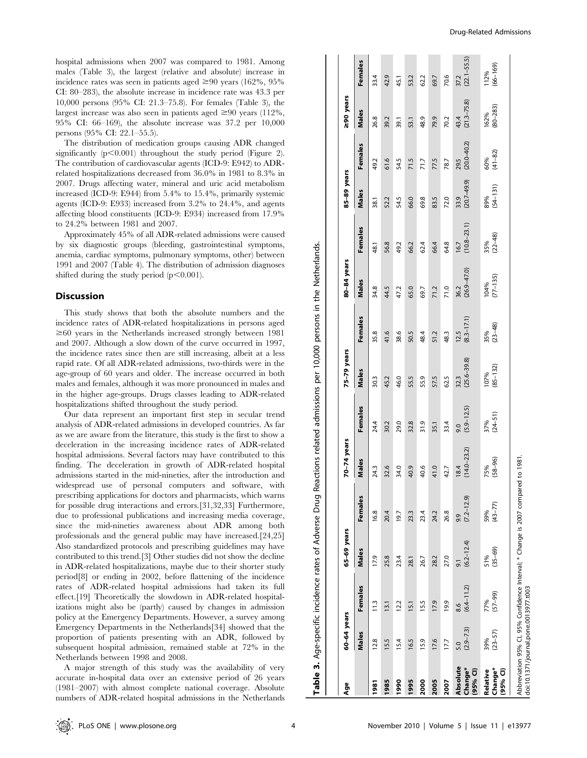hospital admissions when 2007 was compared to 1981. Among males (Table 3), the largest (relative and absolute) increase in incidence rates was seen in patients aged ≥90 years (162%, 95% CI: 80–283), the absolute increase in incidence rate was 43.3 per 10,000 persons (95% CI: 21.3–75.8). For females (Table 3), the largest increase was also seen in patients aged ≥90 years (112%, 95% CI: 66–169), the absolute increase was 37.2 per 10,000 persons (95% CI: 22.1–55.5).

The distribution of medication groups causing ADR changed significantly ($p<0.001$) throughout the study period (Figure 2). The contribution of cardiovascular agents (ICD-9: E942) to ADR-related hospitalizations decreased from 36.0% in 1981 to 8.3% in 2007. Drugs affecting water, mineral and uric acid metabolism increased (ICD-9: E944) from 5.4% to 15.4%, primarily systemic agents (ICD-9: E933) increased from 3.2% to 24.4%, and agents affecting blood constituents (ICD-9: E934) increased from 17.9% to 24.2% between 1981 and 2007.

Approximately 45% of all ADR-related admissions were caused by six diagnostic groups (bleeding, gastrointestinal symptoms, anemia, cardiac symptoms, pulmonary symptoms, other) between 1991 and 2007 (Table 4). The distribution of admission diagnoses shifted during the study period ($p<0.001$).

## Discussion

This study shows that both the absolute numbers and the incidence rates of ADR-related hospitalizations in persons aged ≥60 years in the Netherlands increased strongly between 1981 and 2007. Although a slow down of the curve occurred in 1997, the incidence rates since then are still increasing, albeit at a less rapid rate. Of all ADR-related admissions, two-thirds were in the age-group of 60 years and older. The increase occurred in both males and females, although it was more pronounced in males and in the higher age-groups. Drugs classes leading to ADR-related hospitalizations shifted throughout the study period.

Our data represent an important first step in secular trend analysis of ADR-related admissions in developed countries. As far as we are aware from the literature, this study is the first to show a deceleration in the increasing incidence rates of ADR-related hospital admissions. Several factors may have contributed to this finding. The deceleration in growth of ADR-related hospital admissions started in the mid-nineties, after the introduction and widespread use of personal computers and software, with prescribing applications for doctors and pharmacists, which warns for possible drug interactions and errors.[31,32,33] Furthermore, due to professional publications and increasing media coverage, since the mid-nineties awareness about ADR among both professionals and the general public may have increased.[24,25] Also standardized protocols and prescribing guidelines may have contributed to this trend.[3] Other studies did not show the decline in ADR-related hospitalizations, maybe due to their shorter study period[8] or ending in 2002, before flattening of the incidence rates of ADR-related hospital admissions had taken its full effect.[19] Theoretically the slowdown in ADR-related hospitalizations might also be (partly) caused by changes in admission policy at the Emergency Departments. However, a survey among Emergency Departments in the Netherlands[34] showed that the proportion of patients presenting with an ADR, followed by subsequent hospital admission, remained stable at 72% in the Netherlands between 1998 and 2008.

A major strength of this study was the availability of very accurate in-hospital data over an extensive period of 26 years (1981–2007) with almost complete national coverage. Absolute numbers of ADR-related hospital admissions in the Netherlands

**Table 3.** Age-specific incidence rates of Adverse Drug Reactions related admissions per 10,000 persons in the Netherlands.

| Age | 60–64 years | | 65–69 years | | 70–74 years | | 75–79 years | | 80–84 years | | 85–89 years | | ≥90 years | |
|---|---|---|---|---|---|---|---|---|---|---|---|---|---|---|
| | Males | Females | Males | Females | Males | Females | Males | Females | Males | Females | Males | Females | Males | Females |
| 1981 | 12.8 | 11.3 | 17.9 | 16.8 | 24.3 | 24.4 | 30.3 | 35.8 | 34.8 | 48.1 | 38.1 | 49.2 | 26.8 | 33.4 |
| 1985 | 15.5 | 13.1 | 25.8 | 20.4 | 32.6 | 30.2 | 45.2 | 41.6 | 44.5 | 56.8 | 52.2 | 61.6 | 39.2 | 42.9 |
| 1990 | 15.4 | 12.2 | 23.4 | 19.7 | 34.0 | 29.0 | 46.0 | 38.6 | 47.2 | 49.2 | 54.5 | 54.5 | 39.1 | 45.1 |
| 1995 | 16.5 | 15.1 | 28.1 | 23.3 | 40.9 | 32.8 | 55.5 | 50.5 | 65.0 | 66.2 | 66.0 | 71.5 | 53.1 | 53.2 |
| 2000 | 15.9 | 15.5 | 26.7 | 23.4 | 40.6 | 31.9 | 55.9 | 48.4 | 69.7 | 62.4 | 69.8 | 71.7 | 48.9 | 62.2 |
| 2005 | 17.6 | 17.9 | 28.2 | 24.2 | 41.0 | 35.1 | 57.5 | 51.2 | 71.2 | 66.4 | 83.5 | 77.5 | 79.9 | 69.7 |
| 2007 | 17.7 | 19.9 | 27.0 | 26.8 | 42.7 | 33.4 | 62.5 | 48.3 | 71.0 | 64.8 | 72.0 | 78.7 | 70.2 | 70.6 |
| Absolute Change* (95% CI) | 5.0 (2.9–7.3) | 8.6 (6.4–11.2) | 9.1 (6.2–12.4) | 9.9 (7.2–12.9) | 18.4 (14.0–23.2) | 9.0 (5.9–12.5) | 32.3 (25.6–39.8) | 12.5 (8.3–17.1) | 36.2 (26.9–47.0) | 16.7 (10.8–23.1) | 33.9 (20.7–49.9) | 29.5 (20.0–40.2) | 43.4 (21.3–75.8) | 37.2 (22.1–55.5) |
| Relative Change* (95% CI) | 39% (23–57) | 77% (57–99) | 51% (35–69) | 59% (43–77) | 75% (58–96) | 37% (24–51) | 107% (85–132) | 35% (23–48) | 104% (77–135) | 35% (22–48) | 89% (54–131) | 60% (41–82) | 162% (80–283) | 112% (66–169) |

Abbreviation 95% CI, 95% Confidence Interval; * Change is 2007 compared to 1981.
doi:10.1371/journal.pone.0013977.t003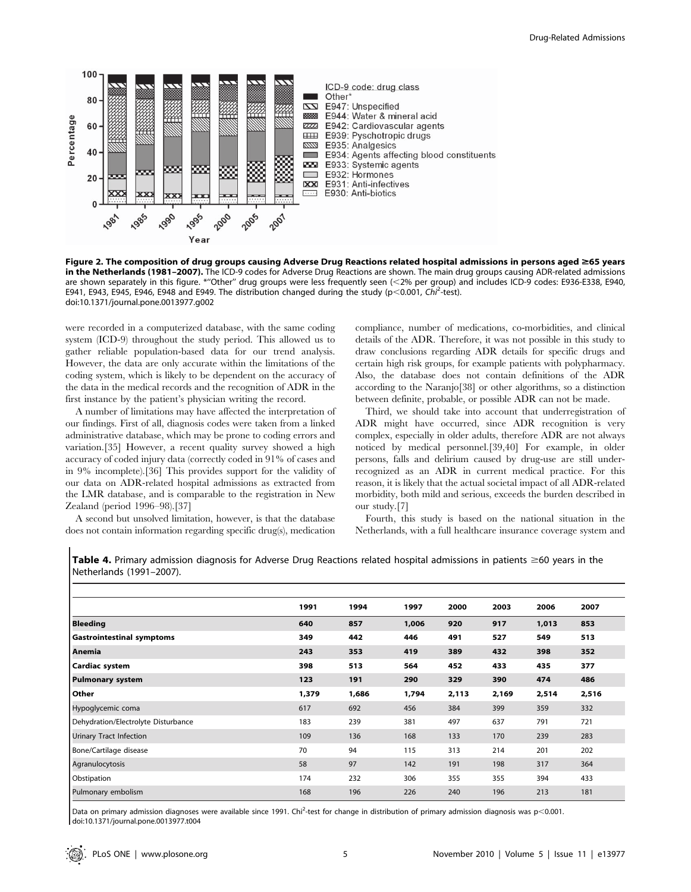Figure 2. The composition of drug groups causing Adverse Drug Reactions related hospital admissions in persons aged ≥65 years in the Netherlands (1981–2007). The ICD-9 codes for Adverse Drug Reactions are shown. The main drug groups causing ADR-related admissions are shown separately in this figure. *"Other" drug groups were less frequently seen (<2% per group) and includes ICD-9 codes: E936-E338, E940, E941, E943, E945, E946, E948 and E949. The distribution changed during the study ($p<0.001$, *Chi*$^2$-test).
doi:10.1371/journal.pone.0013977.g002

were recorded in a computerized database, with the same coding system (ICD-9) throughout the study period. This allowed us to gather reliable population-based data for our trend analysis. However, the data are only accurate within the limitations of the coding system, which is likely to be dependent on the accuracy of the data in the medical records and the recognition of ADR in the first instance by the patient's physician writing the record.

A number of limitations may have affected the interpretation of our findings. First of all, diagnosis codes were taken from a linked administrative database, which may be prone to coding errors and variation.[35] However, a recent quality survey showed a high accuracy of coded injury data (correctly coded in 91% of cases and in 9% incomplete).[36] This provides support for the validity of our data on ADR-related hospital admissions as extracted from the LMR database, and is comparable to the registration in New Zealand (period 1996–98).[37]

A second but unsolved limitation, however, is that the database does not contain information regarding specific drug(s), medication compliance, number of medications, co-morbidities, and clinical details of the ADR. Therefore, it was not possible in this study to draw conclusions regarding ADR details for specific drugs and certain high risk groups, for example patients with polypharmacy. Also, the database does not contain definitions of the ADR according to the Naranjo[38] or other algorithms, so a distinction between definite, probable, or possible ADR can not be made.

Third, we should take into account that underregistration of ADR might have occurred, since ADR recognition is very complex, especially in older adults, therefore ADR are not always noticed by medical personnel.[39,40] For example, in older persons, falls and delirium caused by drug-use are still under-recognized as an ADR in current medical practice. For this reason, it is likely that the actual societal impact of all ADR-related morbidity, both mild and serious, exceeds the burden described in our study.[7]

Fourth, this study is based on the national situation in the Netherlands, with a full healthcare insurance coverage system and

**Table 4.** Primary admission diagnosis for Adverse Drug Reactions related hospital admissions in patients ≥60 years in the Netherlands (1991–2007).

| | 1991 | 1994 | 1997 | 2000 | 2003 | 2006 | 2007 |
|---|---|---|---|---|---|---|---|
| **Bleeding** | **640** | **857** | **1,006** | **920** | **917** | **1,013** | **853** |
| **Gastrointestinal symptoms** | **349** | **442** | **446** | **491** | **527** | **549** | **513** |
| **Anemia** | **243** | **353** | **419** | **389** | **432** | **398** | **352** |
| **Cardiac system** | **398** | **513** | **564** | **452** | **433** | **435** | **377** |
| **Pulmonary system** | **123** | **191** | **290** | **329** | **390** | **474** | **486** |
| **Other** | **1,379** | **1,686** | **1,794** | **2,113** | **2,169** | **2,514** | **2,516** |
| Hypoglycemic coma | 617 | 692 | 456 | 384 | 399 | 359 | 332 |
| Dehydration/Electrolyte Disturbance | 183 | 239 | 381 | 497 | 637 | 791 | 721 |
| Urinary Tract Infection | 109 | 136 | 168 | 133 | 170 | 239 | 283 |
| Bone/Cartilage disease | 70 | 94 | 115 | 313 | 214 | 201 | 202 |
| Agranulocytosis | 58 | 97 | 142 | 191 | 198 | 317 | 364 |
| Obstipation | 174 | 232 | 306 | 355 | 355 | 394 | 433 |
| Pulmonary embolism | 168 | 196 | 226 | 240 | 196 | 213 | 181 |

Data on primary admission diagnoses were available since 1991. Chi$^2$-test for change in distribution of primary admission diagnosis was $p<0.001$.
doi:10.1371/journal.pone.0013977.t004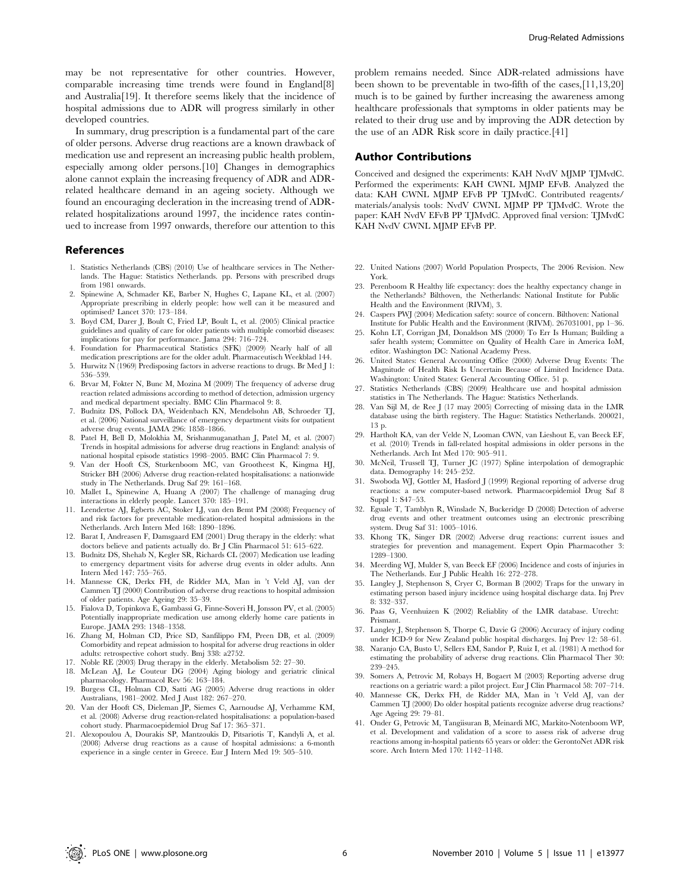may be not representative for other countries. However, comparable increasing time trends were found in England[8] and Australia[19]. It therefore seems likely that the incidence of hospital admissions due to ADR will progress similarly in other developed countries.

In summary, drug prescription is a fundamental part of the care of older persons. Adverse drug reactions are a known drawback of medication use and represent an increasing public health problem, especially among older persons.[10] Changes in demographics alone cannot explain the increasing frequency of ADR and ADR-related healthcare demand in an ageing society. Although we found an encouraging decleration in the increasing trend of ADR-related hospitalizations around 1997, the incidence rates continued to increase from 1997 onwards, therefore our attention to this problem remains needed. Since ADR-related admissions have been shown to be preventable in two-fifth of the cases,[11,13,20] much is to be gained by further increasing the awareness among healthcare professionals that symptoms in older patients may be related to their drug use and by improving the ADR detection by the use of an ADR Risk score in daily practice.[41]

## Author Contributions

Conceived and designed the experiments: KAH NvdV MJMP TJMvdC. Performed the experiments: KAH CWNL MJMP EFvB. Analyzed the data: KAH CWNL MJMP EFvB PP TJMvdC. Contributed reagents/materials/analysis tools: NvdV CWNL MJMP PP TJMvdC. Wrote the paper: KAH NvdV EFvB PP TJMvdC. Approved final version: TJMvdC KAH NvdV CWNL MJMP EFvB PP.

## References

1. Statistics Netherlands (CBS) (2010) Use of healthcare services in The Netherlands. The Hague: Statistics Netherlands. pp. Persons with prescribed drugs from 1981 onwards.
2. Spinewine A, Schmader KE, Barber N, Hughes C, Lapane KL, et al. (2007) Appropriate prescribing in elderly people: how well can it be measured and optimised? Lancet 370: 173–184.
3. Boyd CM, Darer J, Boult C, Fried LP, Boult L, et al. (2005) Clinical practice guidelines and quality of care for older patients with multiple comorbid diseases: implications for pay for performance. Jama 294: 716–724.
4. Foundation for Pharmaceutical Statistics (SFK) (2009) Nearly half of all medication prescriptions are for the older adult. Pharmaceutisch Weekblad 144.
5. Hurwitz N (1969) Predisposing factors in adverse reactions to drugs. Br Med J 1: 536–539.
6. Brvar M, Fokter N, Bunc M, Mozina M (2009) The frequency of adverse drug reaction related admissions according to method of detection, admission urgency and medical department specialty. BMC Clin Pharmacol 9: 8.
7. Budnitz DS, Pollock DA, Weidenbach KN, Mendelsohn AB, Schroeder TJ, et al. (2006) National surveillance of emergency department visits for outpatient adverse drug events. JAMA 296: 1858–1866.
8. Patel H, Bell D, Molokhia M, Srishanmuganathan J, Patel M, et al. (2007) Trends in hospital admissions for adverse drug reactions in England: analysis of national hospital episode statistics 1998–2005. BMC Clin Pharmacol 7: 9.
9. Van der Hooft CS, Sturkenboom MC, van Grootheest K, Kingma HJ, Stricker BH (2006) Adverse drug reaction-related hospitalisations: a nationwide study in The Netherlands. Drug Saf 29: 161–168.
10. Mallet L, Spinewine A, Huang A (2007) The challenge of managing drug interactions in elderly people. Lancet 370: 185–191.
11. Leendertse AJ, Egberts AC, Stoker LJ, van den Bemt PM (2008) Frequency of and risk factors for preventable medication-related hospital admissions in the Netherlands. Arch Intern Med 168: 1890–1896.
12. Barat I, Andreasen F, Damsgaard EM (2001) Drug therapy in the elderly: what doctors believe and patients actually do. Br J Clin Pharmacol 51: 615–622.
13. Budnitz DS, Shehab N, Kegler SR, Richards CL (2007) Medication use leading to emergency department visits for adverse drug events in older adults. Ann Intern Med 147: 755–765.
14. Mannesse CK, Derkx FH, de Ridder MA, Man in 't Veld AJ, van der Cammen TJ (2000) Contribution of adverse drug reactions to hospital admission of older patients. Age Ageing 29: 35–39.
15. Fialova D, Topinkova E, Gambassi G, Finne-Soveri H, Jonsson PV, et al. (2005) Potentially inappropriate medication use among elderly home care patients in Europe. JAMA 293: 1348–1358.
16. Zhang M, Holman CD, Price SD, Sanfilippo FM, Preen DB, et al. (2009) Comorbidity and repeat admission to hospital for adverse drug reactions in older adults: retrospective cohort study. Bmj 338: a2752.
17. Noble RE (2003) Drug therapy in the elderly. Metabolism 52: 27–30.
18. McLean AJ, Le Couteur DG (2004) Aging biology and geriatric clinical pharmacology. Pharmacol Rev 56: 163–184.
19. Burgess CL, Holman CD, Satti AG (2005) Adverse drug reactions in older Australians, 1981–2002. Med J Aust 182: 267–270.
20. Van der Hooft CS, Dieleman JP, Siemes C, Aarnoudse AJ, Verhamme KM, et al. (2008) Adverse drug reaction-related hospitalisations: a population-based cohort study. Pharmacoepidemiol Drug Saf 17: 365–371.
21. Alexopoulou A, Dourakis SP, Mantzoukis D, Pitsariotis T, Kandyli A, et al. (2008) Adverse drug reactions as a cause of hospital admissions: a 6-month experience in a single center in Greece. Eur J Intern Med 19: 505–510.
22. United Nations (2007) World Population Prospects, The 2006 Revision. New York.
23. Perenboom R Healthy life expectancy: does the healthy expectancy change in the Netherlands? Bilthoven, the Netherlands: National Institute for Public Health and the Environment (RIVM), 3.
24. Caspers PWJ (2004) Medication safety: source of concern. Bilthoven: National Institute for Public Health and the Environment (RIVM). 267031001, pp 1–36.
25. Kohn LT, Corrigan JM, Donaldson MS (2000) To Err Is Human; Building a safer health system; Committee on Quality of Health Care in America IoM, editor. Washington DC: National Academy Press.
26. United States: General Accounting Office (2000) Adverse Drug Events: The Magnitude of Health Risk Is Uncertain Because of Limited Incidence Data. Washington: United States: General Accounting Office. 51 p.
27. Statistics Netherlands (CBS) (2009) Healthcare use and hospital admission statistics in The Netherlands. The Hague: Statistics Netherlands.
28. Van Sijl M, de Ree J (17 may 2005) Correcting of missing data in the LMR database using the birth registery. The Hague: Statistics Netherlands. 200021, 13 p.
29. Hartholt KA, van der Velde N, Looman CWN, van Lieshout E, van Beeck EF, et al. (2010) Trends in fall-related hospital admissions in older persons in the Netherlands. Arch Int Med 170: 905–911.
30. McNeil, Trussell TJ, Turner JC (1977) Spline interpolation of demographic data. Demography 14: 245–252.
31. Swoboda WJ, Gottler M, Hasford J (1999) Regional reporting of adverse drug reactions: a new computer-based network. Pharmacoepidemiol Drug Saf 8 Suppl 1: S47–53.
32. Eguale T, Tamblyn R, Winslade N, Buckeridge D (2008) Detection of adverse drug events and other treatment outcomes using an electronic prescribing system. Drug Saf 31: 1005–1016.
33. Khong TK, Singer DR (2002) Adverse drug reactions: current issues and strategies for prevention and management. Expert Opin Pharmacother 3: 1289–1300.
34. Meerding WJ, Mulder S, van Beeck EF (2006) Incidence and costs of injuries in The Netherlands. Eur J Public Health 16: 272–278.
35. Langley J, Stephenson S, Cryer C, Borman B (2002) Traps for the unwary in estimating person based injury incidence using hospital discharge data. Inj Prev 8: 332–337.
36. Paas G, Veenhuizen K (2002) Reliablity of the LMR database. Utrecht: Prismant.
37. Langley J, Stephenson S, Thorpe C, Davie G (2006) Accuracy of injury coding under ICD-9 for New Zealand public hospital discharges. Inj Prev 12: 58–61.
38. Naranjo CA, Busto U, Sellers EM, Sandor P, Ruiz I, et al. (1981) A method for estimating the probability of adverse drug reactions. Clin Pharmacol Ther 30: 239–245.
39. Somers A, Petrovic M, Robays H, Bogaert M (2003) Reporting adverse drug reactions on a geriatric ward: a pilot project. Eur J Clin Pharmacol 58: 707–714.
40. Mannesse CK, Derkx FH, de Ridder MA, Man in 't Veld AJ, van der Cammen TJ (2000) Do older hospital patients recognize adverse drug reactions? Age Ageing 29: 79–81.
41. Onder G, Petrovic M, Tangiisuran B, Meinardi MC, Markito-Notenboom WP, et al. Development and validation of a score to assess risk of adverse drug reactions among in-hospital patients 65 years or older: the GerontoNet ADR risk score. Arch Intern Med 170: 1142–1148.